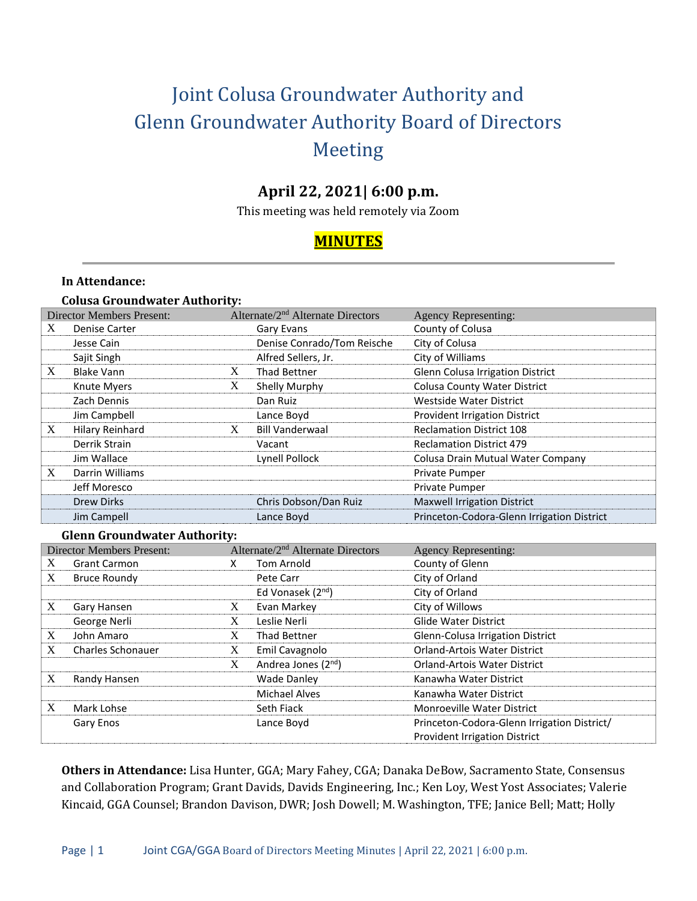# Joint Colusa Groundwater Authority and Glenn Groundwater Authority Board of Directors Meeting

## April 22, 2021| 6:00 p.m.

This meeting was held remotely via Zoom

## MINUTES

**In Attendance:**

**Colusa Groundwater Authority:**

| | Director Members Present: | | Alternate/2nd Alternate Directors | Agency Representing: |
|---|---|---|---|---|
| X | Denise Carter | | Gary Evans | County of Colusa |
| | Jesse Cain | | Denise Conrado/Tom Reische | City of Colusa |
| | Sajit Singh | | Alfred Sellers, Jr. | City of Williams |
| X | Blake Vann | X | Thad Bettner | Glenn Colusa Irrigation District |
| | Knute Myers | X | Shelly Murphy | Colusa County Water District |
| | Zach Dennis | | Dan Ruiz | Westside Water District |
| | Jim Campbell | | Lance Boyd | Provident Irrigation District |
| X | Hilary Reinhard | X | Bill Vanderwaal | Reclamation District 108 |
| | Derrik Strain | | Vacant | Reclamation District 479 |
| | Jim Wallace | | Lynell Pollock | Colusa Drain Mutual Water Company |
| X | Darrin Williams | | | Private Pumper |
| | Jeff Moresco | | | Private Pumper |
| | Drew Dirks | | Chris Dobson/Dan Ruiz | Maxwell Irrigation District |
| | Jim Campell | | Lance Boyd | Princeton-Codora-Glenn Irrigation District |

**Glenn Groundwater Authority:**

| | Director Members Present: | | Alternate/2nd Alternate Directors | Agency Representing: |
|---|---|---|---|---|
| X | Grant Carmon | X | Tom Arnold | County of Glenn |
| X | Bruce Roundy | | Pete Carr | City of Orland |
| | | | Ed Vonasek (2nd) | City of Orland |
| X | Gary Hansen | X | Evan Markey | City of Willows |
| | George Nerli | X | Leslie Nerli | Glide Water District |
| X | John Amaro | X | Thad Bettner | Glenn-Colusa Irrigation District |
| X | Charles Schonauer | X | Emil Cavagnolo | Orland-Artois Water District |
| | | X | Andrea Jones (2nd) | Orland-Artois Water District |
| X | Randy Hansen | | Wade Danley | Kanawha Water District |
| | | | Michael Alves | Kanawha Water District |
| X | Mark Lohse | | Seth Fiack | Monroeville Water District |
| | Gary Enos | | Lance Boyd | Princeton-Codora-Glenn Irrigation District/ Provident Irrigation District |

**Others in Attendance:** Lisa Hunter, GGA; Mary Fahey, CGA; Danaka DeBow, Sacramento State, Consensus and Collaboration Program; Grant Davids, Davids Engineering, Inc.; Ken Loy, West Yost Associates; Valerie Kincaid, GGA Counsel; Brandon Davison, DWR; Josh Dowell; M. Washington, TFE; Janice Bell; Matt; Holly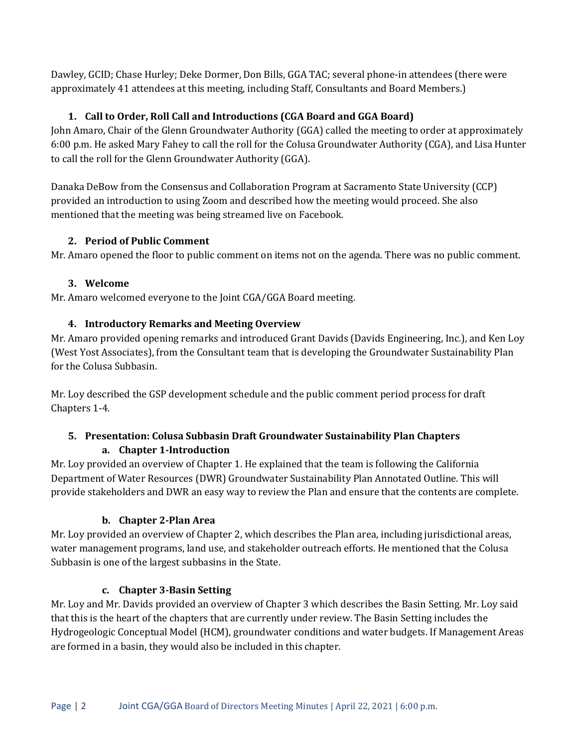Dawley, GCID; Chase Hurley; Deke Dormer, Don Bills, GGA TAC; several phone-in attendees (there were approximately 41 attendees at this meeting, including Staff, Consultants and Board Members.)

### 1. Call to Order, Roll Call and Introductions (CGA Board and GGA Board)

John Amaro, Chair of the Glenn Groundwater Authority (GGA) called the meeting to order at approximately 6:00 p.m. He asked Mary Fahey to call the roll for the Colusa Groundwater Authority (CGA), and Lisa Hunter to call the roll for the Glenn Groundwater Authority (GGA).

Danaka DeBow from the Consensus and Collaboration Program at Sacramento State University (CCP) provided an introduction to using Zoom and described how the meeting would proceed. She also mentioned that the meeting was being streamed live on Facebook.

### 2. Period of Public Comment

Mr. Amaro opened the floor to public comment on items not on the agenda. There was no public comment.

### 3. Welcome

Mr. Amaro welcomed everyone to the Joint CGA/GGA Board meeting.

### 4. Introductory Remarks and Meeting Overview

Mr. Amaro provided opening remarks and introduced Grant Davids (Davids Engineering, Inc.), and Ken Loy (West Yost Associates), from the Consultant team that is developing the Groundwater Sustainability Plan for the Colusa Subbasin.

Mr. Loy described the GSP development schedule and the public comment period process for draft Chapters 1-4.

### 5. Presentation: Colusa Subbasin Draft Groundwater Sustainability Plan Chapters

#### a. Chapter 1-Introduction

Mr. Loy provided an overview of Chapter 1. He explained that the team is following the California Department of Water Resources (DWR) Groundwater Sustainability Plan Annotated Outline. This will provide stakeholders and DWR an easy way to review the Plan and ensure that the contents are complete.

#### b. Chapter 2-Plan Area

Mr. Loy provided an overview of Chapter 2, which describes the Plan area, including jurisdictional areas, water management programs, land use, and stakeholder outreach efforts. He mentioned that the Colusa Subbasin is one of the largest subbasins in the State.

#### c. Chapter 3-Basin Setting

Mr. Loy and Mr. Davids provided an overview of Chapter 3 which describes the Basin Setting. Mr. Loy said that this is the heart of the chapters that are currently under review. The Basin Setting includes the Hydrogeologic Conceptual Model (HCM), groundwater conditions and water budgets. If Management Areas are formed in a basin, they would also be included in this chapter.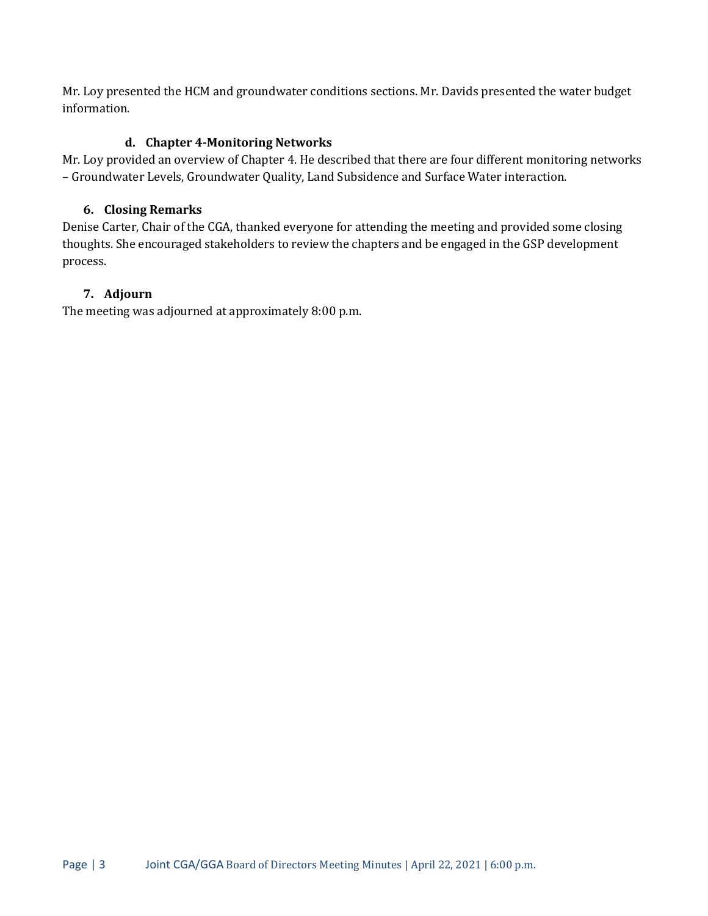Mr. Loy presented the HCM and groundwater conditions sections. Mr. Davids presented the water budget information.

#### d. Chapter 4-Monitoring Networks

Mr. Loy provided an overview of Chapter 4. He described that there are four different monitoring networks – Groundwater Levels, Groundwater Quality, Land Subsidence and Surface Water interaction.

### 6. Closing Remarks

Denise Carter, Chair of the CGA, thanked everyone for attending the meeting and provided some closing thoughts. She encouraged stakeholders to review the chapters and be engaged in the GSP development process.

### 7. Adjourn

The meeting was adjourned at approximately 8:00 p.m.